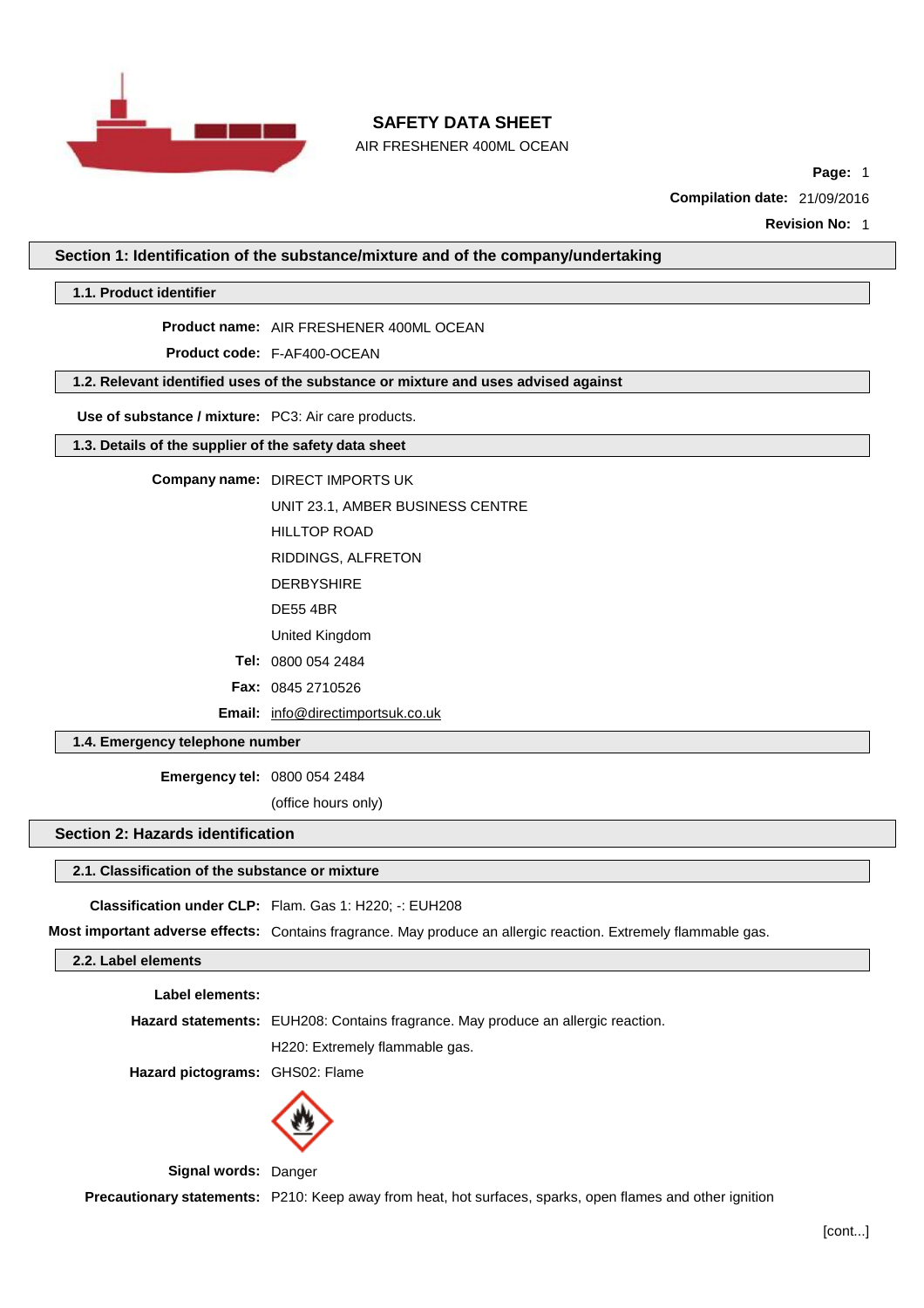# SAFETY DATA SHEET

AIR FRESHENER 400ML OCEAN

**Page:** 1

**Compilation date:** 21/09/2016

**Revision No:** 1

## Section 1: Identification of the substance/mixture and of the company/undertaking

### 1.1. Product identifier

**Product name:** AIR FRESHENER 400ML OCEAN

**Product code:** F-AF400-OCEAN

### 1.2. Relevant identified uses of the substance or mixture and uses advised against

**Use of substance / mixture:** PC3: Air care products.

### 1.3. Details of the supplier of the safety data sheet

**Company name:** DIRECT IMPORTS UK

UNIT 23.1, AMBER BUSINESS CENTRE

HILLTOP ROAD

RIDDINGS, ALFRETON

DERBYSHIRE

DE55 4BR

United Kingdom

**Tel:** 0800 054 2484

**Fax:** 0845 2710526

**Email:** info@directimportsuk.co.uk

### 1.4. Emergency telephone number

**Emergency tel:** 0800 054 2484

(office hours only)

## Section 2: Hazards identification

### 2.1. Classification of the substance or mixture

**Classification under CLP:** Flam. Gas 1: H220; -: EUH208

**Most important adverse effects:** Contains fragrance. May produce an allergic reaction. Extremely flammable gas.

### 2.2. Label elements

**Label elements:**

**Hazard statements:** EUH208: Contains fragrance. May produce an allergic reaction.

H220: Extremely flammable gas.

**Hazard pictograms:** GHS02: Flame

**Signal words:** Danger

**Precautionary statements:** P210: Keep away from heat, hot surfaces, sparks, open flames and other ignition

[cont...]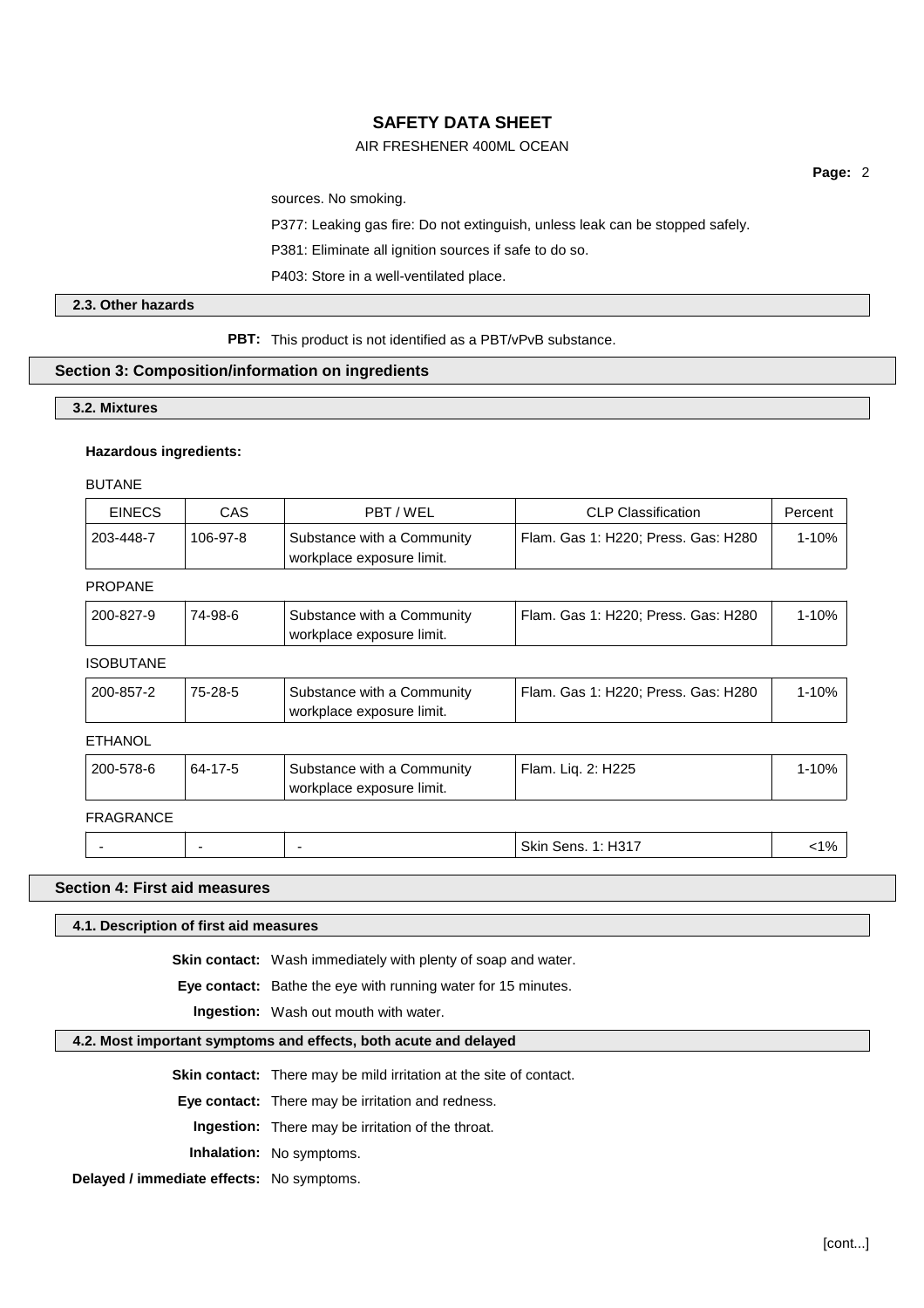sources. No smoking.

P377: Leaking gas fire: Do not extinguish, unless leak can be stopped safely.

P381: Eliminate all ignition sources if safe to do so.

P403: Store in a well-ventilated place.

### 2.3. Other hazards

**PBT:** This product is not identified as a PBT/vPvB substance.

## Section 3: Composition/information on ingredients

### 3.2. Mixtures

**Hazardous ingredients:**

BUTANE

| EINECS | CAS | PBT / WEL | CLP Classification | Percent |
|---|---|---|---|---|
| 203-448-7 | 106-97-8 | Substance with a Community workplace exposure limit. | Flam. Gas 1: H220; Press. Gas: H280 | 1-10% |

PROPANE

| EINECS | CAS | PBT / WEL | CLP Classification | Percent |
|---|---|---|---|---|
| 200-827-9 | 74-98-6 | Substance with a Community workplace exposure limit. | Flam. Gas 1: H220; Press. Gas: H280 | 1-10% |

ISOBUTANE

| EINECS | CAS | PBT / WEL | CLP Classification | Percent |
|---|---|---|---|---|
| 200-857-2 | 75-28-5 | Substance with a Community workplace exposure limit. | Flam. Gas 1: H220; Press. Gas: H280 | 1-10% |

ETHANOL

| EINECS | CAS | PBT / WEL | CLP Classification | Percent |
|---|---|---|---|---|
| 200-578-6 | 64-17-5 | Substance with a Community workplace exposure limit. | Flam. Liq. 2: H225 | 1-10% |

FRAGRANCE

| EINECS | CAS | PBT / WEL | CLP Classification | Percent |
|---|---|---|---|---|
| - | - | - | Skin Sens. 1: H317 | <1% |

## Section 4: First aid measures

### 4.1. Description of first aid measures

**Skin contact:** Wash immediately with plenty of soap and water.

**Eye contact:** Bathe the eye with running water for 15 minutes.

**Ingestion:** Wash out mouth with water.

### 4.2. Most important symptoms and effects, both acute and delayed

**Skin contact:** There may be mild irritation at the site of contact.

**Eye contact:** There may be irritation and redness.

**Ingestion:** There may be irritation of the throat.

**Inhalation:** No symptoms.

**Delayed / immediate effects:** No symptoms.

[cont...]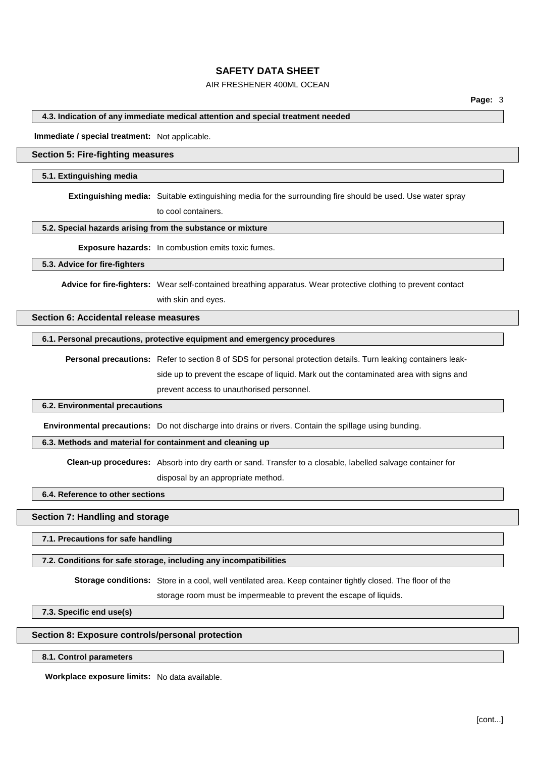#### 4.3. Indication of any immediate medical attention and special treatment needed

**Immediate / special treatment:** Not applicable.

## Section 5: Fire-fighting measures

#### 5.1. Extinguishing media

**Extinguishing media:** Suitable extinguishing media for the surrounding fire should be used. Use water spray to cool containers.

#### 5.2. Special hazards arising from the substance or mixture

**Exposure hazards:** In combustion emits toxic fumes.

#### 5.3. Advice for fire-fighters

**Advice for fire-fighters:** Wear self-contained breathing apparatus. Wear protective clothing to prevent contact with skin and eyes.

## Section 6: Accidental release measures

#### 6.1. Personal precautions, protective equipment and emergency procedures

**Personal precautions:** Refer to section 8 of SDS for personal protection details. Turn leaking containers leak-side up to prevent the escape of liquid. Mark out the contaminated area with signs and prevent access to unauthorised personnel.

#### 6.2. Environmental precautions

**Environmental precautions:** Do not discharge into drains or rivers. Contain the spillage using bunding.

#### 6.3. Methods and material for containment and cleaning up

**Clean-up procedures:** Absorb into dry earth or sand. Transfer to a closable, labelled salvage container for disposal by an appropriate method.

#### 6.4. Reference to other sections

## Section 7: Handling and storage

#### 7.1. Precautions for safe handling

#### 7.2. Conditions for safe storage, including any incompatibilities

**Storage conditions:** Store in a cool, well ventilated area. Keep container tightly closed. The floor of the storage room must be impermeable to prevent the escape of liquids.

#### 7.3. Specific end use(s)

## Section 8: Exposure controls/personal protection

#### 8.1. Control parameters

**Workplace exposure limits:** No data available.

[cont...]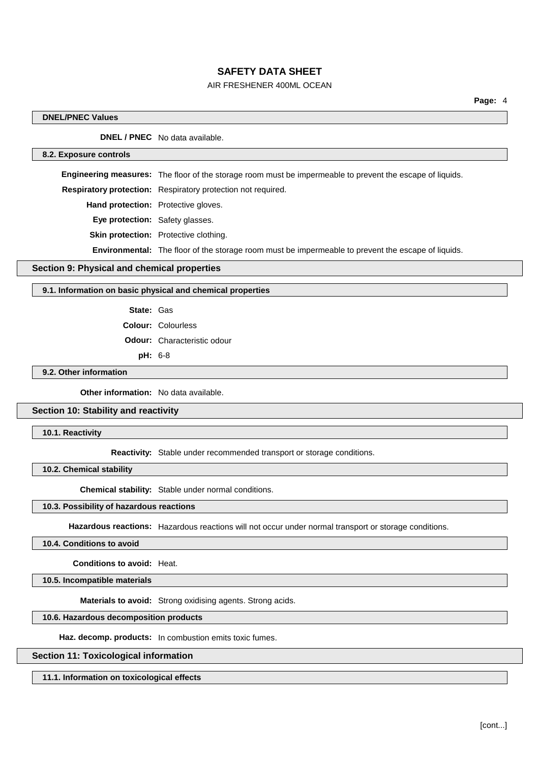### DNEL/PNEC Values

**DNEL / PNEC** No data available.

### 8.2. Exposure controls

**Engineering measures:** The floor of the storage room must be impermeable to prevent the escape of liquids.

**Respiratory protection:** Respiratory protection not required.

**Hand protection:** Protective gloves.

**Eye protection:** Safety glasses.

**Skin protection:** Protective clothing.

**Environmental:** The floor of the storage room must be impermeable to prevent the escape of liquids.

## Section 9: Physical and chemical properties

### 9.1. Information on basic physical and chemical properties

**State:** Gas

**Colour:** Colourless

**Odour:** Characteristic odour

**pH:** 6-8

### 9.2. Other information

**Other information:** No data available.

## Section 10: Stability and reactivity

### 10.1. Reactivity

**Reactivity:** Stable under recommended transport or storage conditions.

### 10.2. Chemical stability

**Chemical stability:** Stable under normal conditions.

### 10.3. Possibility of hazardous reactions

**Hazardous reactions:** Hazardous reactions will not occur under normal transport or storage conditions.

### 10.4. Conditions to avoid

**Conditions to avoid:** Heat.

### 10.5. Incompatible materials

**Materials to avoid:** Strong oxidising agents. Strong acids.

### 10.6. Hazardous decomposition products

**Haz. decomp. products:** In combustion emits toxic fumes.

## Section 11: Toxicological information

### 11.1. Information on toxicological effects

[cont...]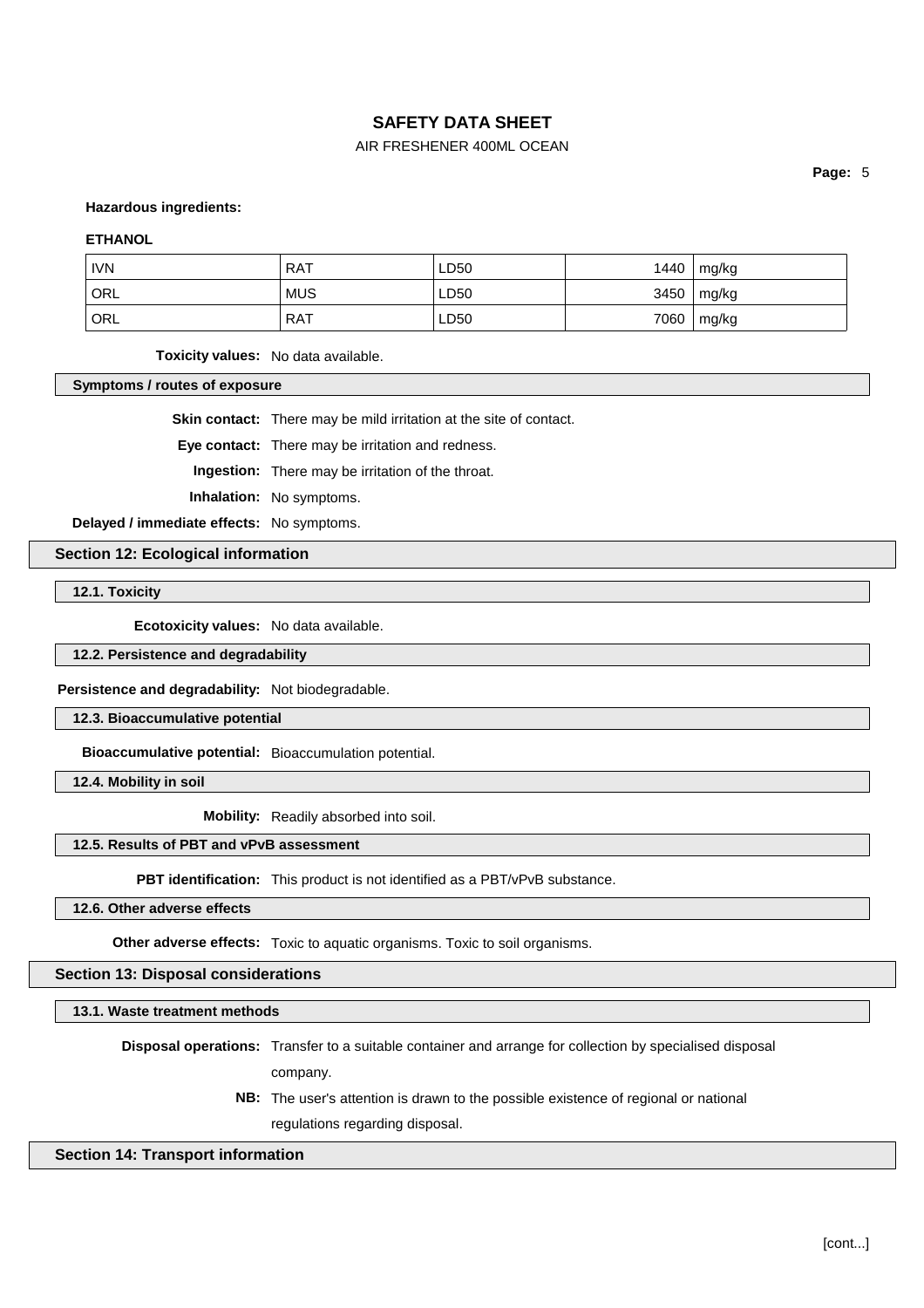**Hazardous ingredients:**

**ETHANOL**

| IVN | RAT | LD50 | 1440 | mg/kg |
|---|---|---|---|---|
| ORL | MUS | LD50 | 3450 | mg/kg |
| ORL | RAT | LD50 | 7060 | mg/kg |

**Toxicity values:** No data available.

### Symptoms / routes of exposure

**Skin contact:** There may be mild irritation at the site of contact.

**Eye contact:** There may be irritation and redness.

**Ingestion:** There may be irritation of the throat.

**Inhalation:** No symptoms.

**Delayed / immediate effects:** No symptoms.

## Section 12: Ecological information

### 12.1. Toxicity

**Ecotoxicity values:** No data available.

### 12.2. Persistence and degradability

**Persistence and degradability:** Not biodegradable.

### 12.3. Bioaccumulative potential

**Bioaccumulative potential:** Bioaccumulation potential.

### 12.4. Mobility in soil

**Mobility:** Readily absorbed into soil.

### 12.5. Results of PBT and vPvB assessment

**PBT identification:** This product is not identified as a PBT/vPvB substance.

### 12.6. Other adverse effects

**Other adverse effects:** Toxic to aquatic organisms. Toxic to soil organisms.

## Section 13: Disposal considerations

### 13.1. Waste treatment methods

**Disposal operations:** Transfer to a suitable container and arrange for collection by specialised disposal company.

**NB:** The user's attention is drawn to the possible existence of regional or national regulations regarding disposal.

## Section 14: Transport information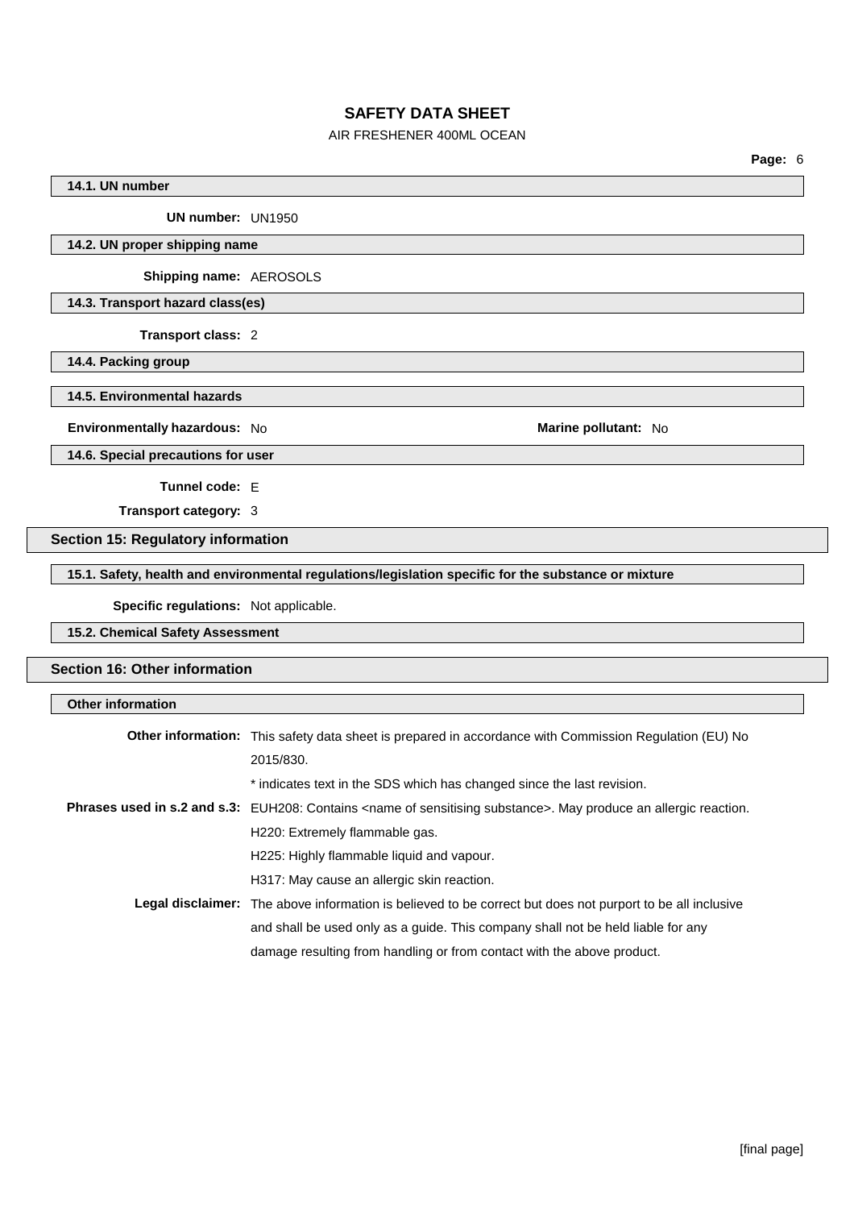#### 14.1. UN number

**UN number:** UN1950

#### 14.2. UN proper shipping name

**Shipping name:** AEROSOLS

#### 14.3. Transport hazard class(es)

**Transport class:** 2

#### 14.4. Packing group

#### 14.5. Environmental hazards

**Environmentally hazardous:** No

**Marine pollutant:** No

#### 14.6. Special precautions for user

**Tunnel code:** E

**Transport category:** 3

## Section 15: Regulatory information

#### 15.1. Safety, health and environmental regulations/legislation specific for the substance or mixture

**Specific regulations:** Not applicable.

#### 15.2. Chemical Safety Assessment

## Section 16: Other information

#### Other information

**Other information:** This safety data sheet is prepared in accordance with Commission Regulation (EU) No 2015/830.

* indicates text in the SDS which has changed since the last revision.

**Phrases used in s.2 and s.3:** EUH208: Contains <name of sensitising substance>. May produce an allergic reaction.

H220: Extremely flammable gas.

H225: Highly flammable liquid and vapour.

H317: May cause an allergic skin reaction.

**Legal disclaimer:** The above information is believed to be correct but does not purport to be all inclusive and shall be used only as a guide. This company shall not be held liable for any damage resulting from handling or from contact with the above product.

[final page]